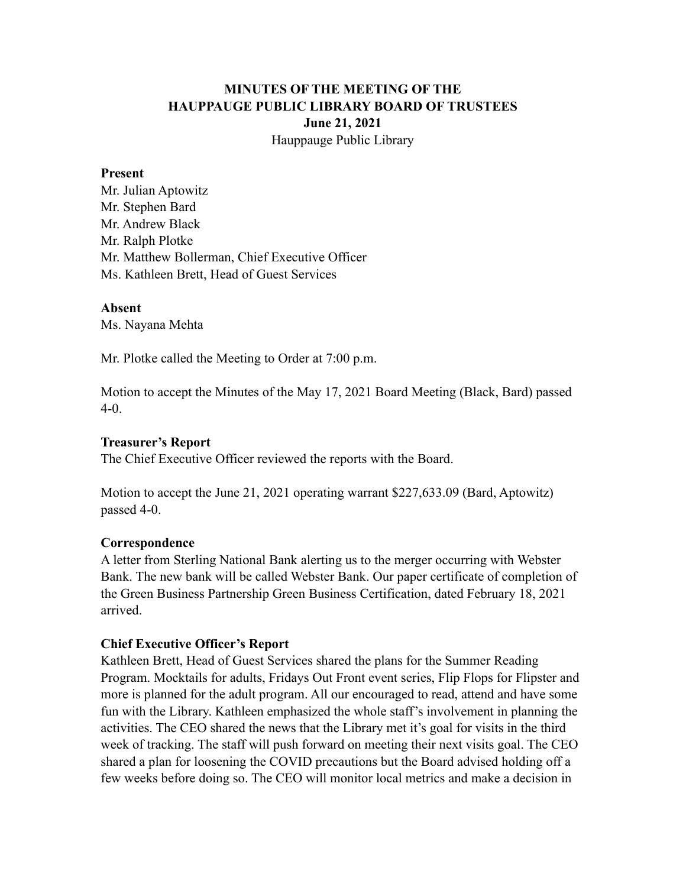# MINUTES OF THE MEETING OF THE HAUPPAUGE PUBLIC LIBRARY BOARD OF TRUSTEES

**June 21, 2021**

Hauppauge Public Library

### Present

Mr. Julian Aptowitz
Mr. Stephen Bard
Mr. Andrew Black
Mr. Ralph Plotke
Mr. Matthew Bollerman, Chief Executive Officer
Ms. Kathleen Brett, Head of Guest Services

### Absent

Ms. Nayana Mehta

Mr. Plotke called the Meeting to Order at 7:00 p.m.

Motion to accept the Minutes of the May 17, 2021 Board Meeting (Black, Bard) passed 4-0.

### Treasurer's Report

The Chief Executive Officer reviewed the reports with the Board.

Motion to accept the June 21, 2021 operating warrant $227,633.09 (Bard, Aptowitz) passed 4-0.

### Correspondence

A letter from Sterling National Bank alerting us to the merger occurring with Webster Bank. The new bank will be called Webster Bank. Our paper certificate of completion of the Green Business Partnership Green Business Certification, dated February 18, 2021 arrived.

### Chief Executive Officer's Report

Kathleen Brett, Head of Guest Services shared the plans for the Summer Reading Program. Mocktails for adults, Fridays Out Front event series, Flip Flops for Flipster and more is planned for the adult program. All our encouraged to read, attend and have some fun with the Library. Kathleen emphasized the whole staff's involvement in planning the activities. The CEO shared the news that the Library met it's goal for visits in the third week of tracking. The staff will push forward on meeting their next visits goal. The CEO shared a plan for loosening the COVID precautions but the Board advised holding off a few weeks before doing so. The CEO will monitor local metrics and make a decision in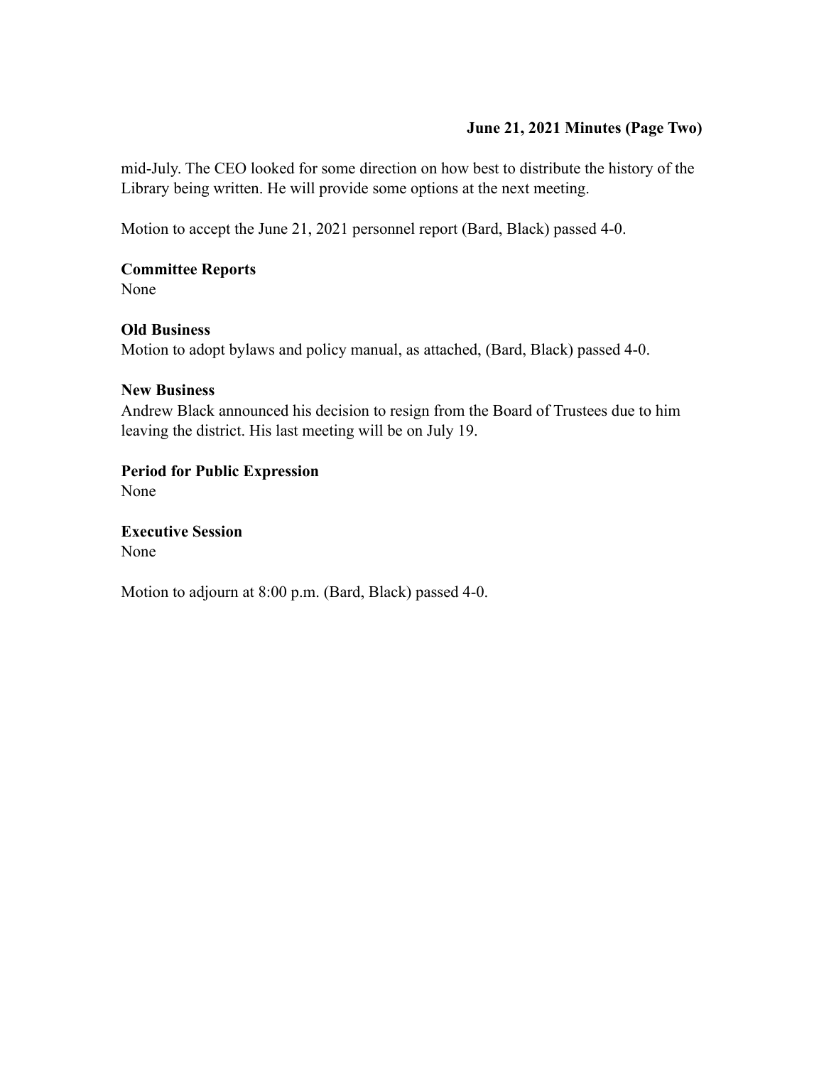mid-July. The CEO looked for some direction on how best to distribute the history of the Library being written. He will provide some options at the next meeting.

Motion to accept the June 21, 2021 personnel report (Bard, Black) passed 4-0.

**Committee Reports**
None

**Old Business**
Motion to adopt bylaws and policy manual, as attached, (Bard, Black) passed 4-0.

**New Business**
Andrew Black announced his decision to resign from the Board of Trustees due to him leaving the district. His last meeting will be on July 19.

**Period for Public Expression**
None

**Executive Session**
None

Motion to adjourn at 8:00 p.m. (Bard, Black) passed 4-0.